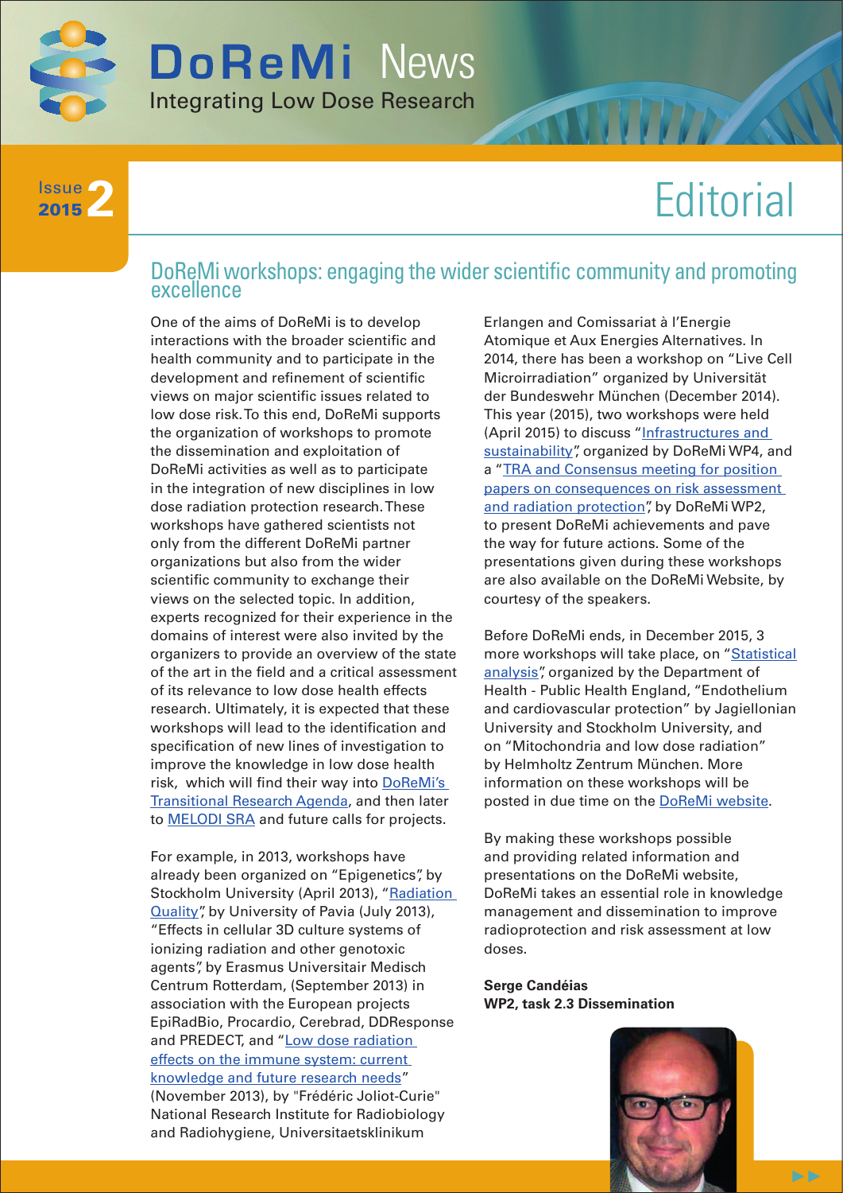# DoReMi News

Integrating Low Dose Research

Issue 2015 2

# Editorial

## DoReMi workshops: engaging the wider scientific community and promoting excellence

One of the aims of DoReMi is to develop interactions with the broader scientific and health community and to participate in the development and refinement of scientific views on major scientific issues related to low dose risk. To this end, DoReMi supports the organization of workshops to promote the dissemination and exploitation of DoReMi activities as well as to participate in the integration of new disciplines in low dose radiation protection research. These workshops have gathered scientists not only from the different DoReMi partner organizations but also from the wider scientific community to exchange their views on the selected topic. In addition, experts recognized for their experience in the domains of interest were also invited by the organizers to provide an overview of the state of the art in the field and a critical assessment of its relevance to low dose health effects research. Ultimately, it is expected that these workshops will lead to the identification and specification of new lines of investigation to improve the knowledge in low dose health risk, which will find their way into DoReMi's Transitional Research Agenda, and then later to MELODI SRA and future calls for projects.

For example, in 2013, workshops have already been organized on "Epigenetics", by Stockholm University (April 2013), "Radiation Quality", by University of Pavia (July 2013), "Effects in cellular 3D culture systems of ionizing radiation and other genotoxic agents", by Erasmus Universitair Medisch Centrum Rotterdam, (September 2013) in association with the European projects EpiRadBio, Procardio, Cerebrad, DDResponse and PREDECT, and "Low dose radiation effects on the immune system: current knowledge and future research needs" (November 2013), by "Frédéric Joliot-Curie" National Research Institute for Radiobiology and Radiohygiene, Universitaetsklinikum Erlangen and Comissariat à l'Energie Atomique et Aux Energies Alternatives. In 2014, there has been a workshop on "Live Cell Microirradiation" organized by Universität der Bundeswehr München (December 2014). This year (2015), two workshops were held (April 2015) to discuss "Infrastructures and sustainability", organized by DoReMi WP4, and a "TRA and Consensus meeting for position papers on consequences on risk assessment and radiation protection", by DoReMi WP2, to present DoReMi achievements and pave the way for future actions. Some of the presentations given during these workshops are also available on the DoReMi Website, by courtesy of the speakers.

Before DoReMi ends, in December 2015, 3 more workshops will take place, on "Statistical analysis", organized by the Department of Health - Public Health England, "Endothelium and cardiovascular protection" by Jagiellonian University and Stockholm University, and on "Mitochondria and low dose radiation" by Helmholtz Zentrum München. More information on these workshops will be posted in due time on the DoReMi website.

By making these workshops possible and providing related information and presentations on the DoReMi website, DoReMi takes an essential role in knowledge management and dissemination to improve radioprotection and risk assessment at low doses.

**Serge Candéias**
**WP2, task 2.3 Dissemination**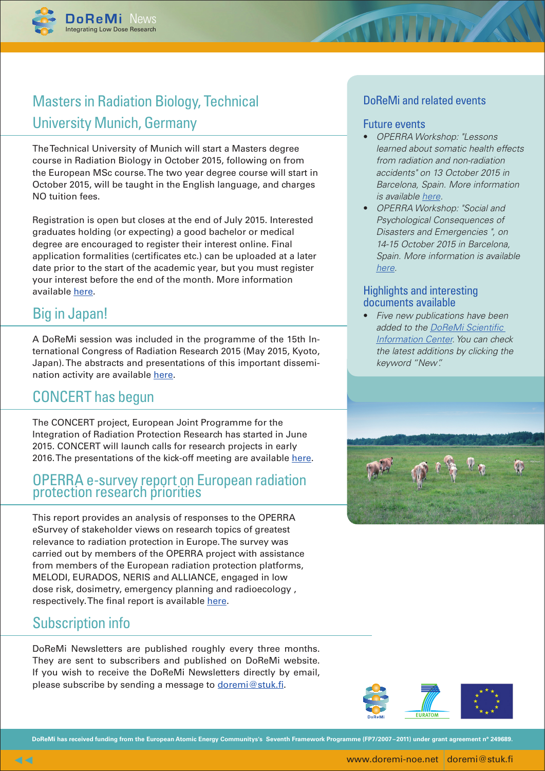## Masters in Radiation Biology, Technical University Munich, Germany

The Technical University of Munich will start a Masters degree course in Radiation Biology in October 2015, following on from the European MSc course. The two year degree course will start in October 2015, will be taught in the English language, and charges NO tuition fees.

Registration is open but closes at the end of July 2015. Interested graduates holding (or expecting) a good bachelor or medical degree are encouraged to register their interest online. Final application formalities (certificates etc.) can be uploaded at a later date prior to the start of the academic year, but you must register your interest before the end of the month. More information available here.

## Big in Japan!

A DoReMi session was included in the programme of the 15th International Congress of Radiation Research 2015 (May 2015, Kyoto, Japan). The abstracts and presentations of this important dissemination activity are available here.

## CONCERT has begun

The CONCERT project, European Joint Programme for the Integration of Radiation Protection Research has started in June 2015. CONCERT will launch calls for research projects in early 2016. The presentations of the kick-off meeting are available here.

## OPERRA e-survey report on European radiation protection research priorities

This report provides an analysis of responses to the OPERRA eSurvey of stakeholder views on research topics of greatest relevance to radiation protection in Europe. The survey was carried out by members of the OPERRA project with assistance from members of the European radiation protection platforms, MELODI, EURADOS, NERIS and ALLIANCE, engaged in low dose risk, dosimetry, emergency planning and radioecology , respectively. The final report is available here.

## Subscription info

DoReMi Newsletters are published roughly every three months. They are sent to subscribers and published on DoReMi website. If you wish to receive the DoReMi Newsletters directly by email, please subscribe by sending a message to doremi@stuk.fi.

## DoReMi and related events

### Future events

- *OPERRA Workshop: "Lessons learned about somatic health effects from radiation and non-radiation accidents" on 13 October 2015 in Barcelona, Spain. More information is available here.*
- *OPERRA Workshop: "Social and Psychological Consequences of Disasters and Emergencies ", on 14-15 October 2015 in Barcelona, Spain. More information is available here.*

### Highlights and interesting documents available

- *Five new publications have been added to the DoReMi Scientific Information Center. You can check the latest additions by clicking the keyword "New".*

DoReMi has received funding from the European Atomic Energy Communitys's Seventh Framework Programme (FP7/2007–2011) under grant agreement n° 249689.

www.doremi-noe.net | doremi@stuk.fi